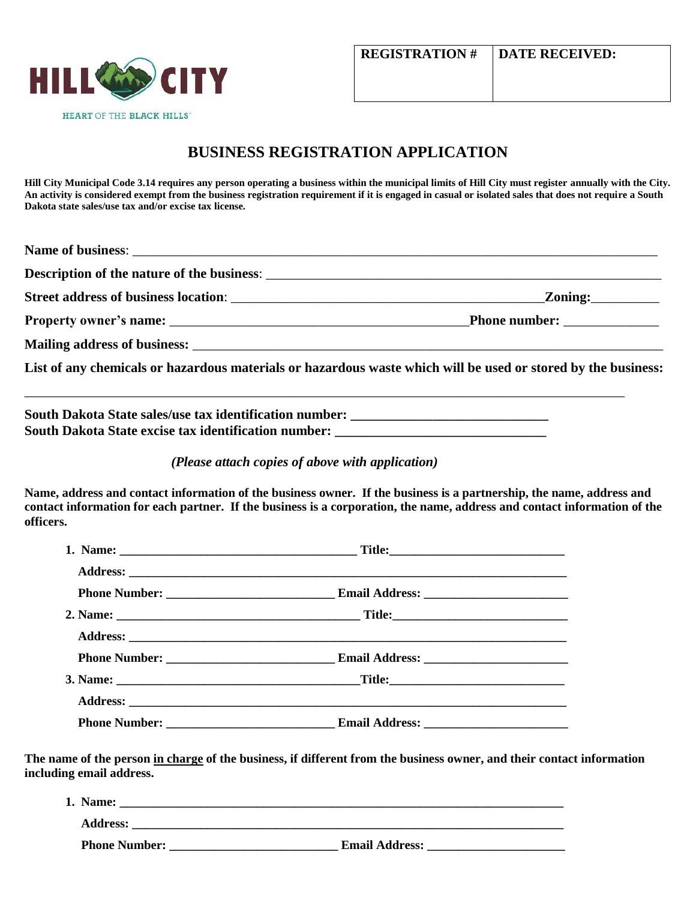HILL CITY

HEART OF THE BLACK HILLS

| REGISTRATION # | DATE RECEIVED: |
| --- | --- |
| | |

# BUSINESS REGISTRATION APPLICATION

**Hill City Municipal Code 3.14 requires any person operating a business within the municipal limits of Hill City must register annually with the City. An activity is considered exempt from the business registration requirement if it is engaged in casual or isolated sales that does not require a South Dakota state sales/use tax and/or excise tax license.**

**Name of business**: ______________________________________________________________________________

**Description of the nature of the business**: _____________________________________________________________

**Street address of business location**: ____________________________________________**Zoning:**__________

**Property owner's name:** __________________________________________**Phone number:** _____________

**Mailing address of business:** ________________________________________________________________________

**List of any chemicals or hazardous materials or hazardous waste which will be used or stored by the business:**

_____________________________________________________________________________________________

**South Dakota State sales/use tax identification number: ___________________________**
**South Dakota State excise tax identification number: _____________________________**

*(Please attach copies of above with application)*

**Name, address and contact information of the business owner. If the business is a partnership, the name, address and contact information for each partner. If the business is a corporation, the name, address and contact information of the officers.**

**1. Name:** ___________________________________ **Title:**__________________________

**Address:** ____________________________________________________________________

**Phone Number:** _________________________ **Email Address:** _____________________

**2. Name:** ____________________________________ **Title:**__________________________

**Address:** ____________________________________________________________________

**Phone Number:** _________________________ **Email Address:** _____________________

**3. Name:** ____________________________________**Title:**__________________________

**Address:** ____________________________________________________________________

**Phone Number:** _________________________ **Email Address:** _____________________

**The name of the person <u>in charge</u> of the business, if different from the business owner, and their contact information including email address.**

**1. Name:** ____________________________________________________________________

**Address:** ____________________________________________________________________

**Phone Number:** _________________________ **Email Address:** _____________________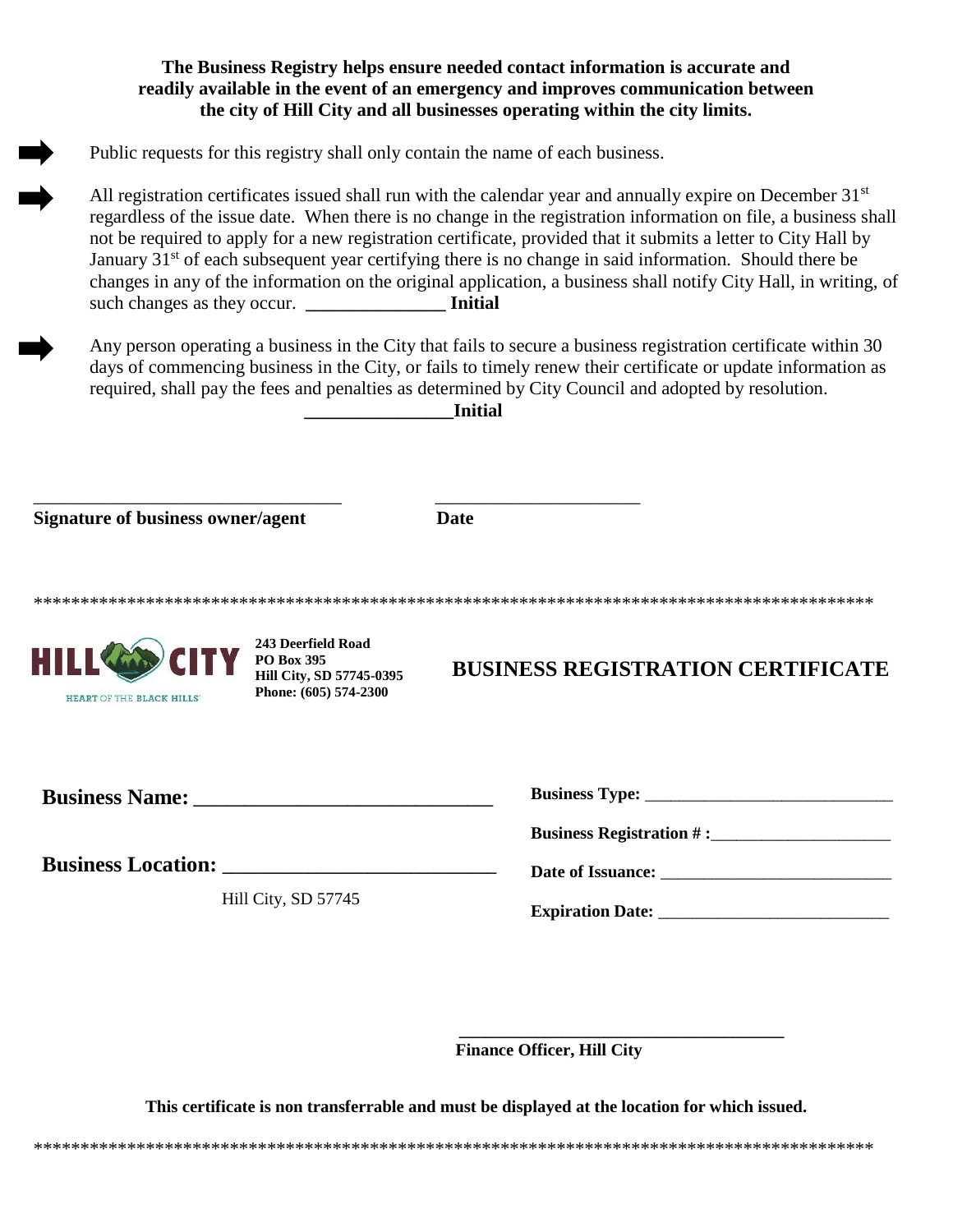**The Business Registry helps ensure needed contact information is accurate and readily available in the event of an emergency and improves communication between the city of Hill City and all businesses operating within the city limits.**

- Public requests for this registry shall only contain the name of each business.

- All registration certificates issued shall run with the calendar year and annually expire on December 31st regardless of the issue date. When there is no change in the registration information on file, a business shall not be required to apply for a new registration certificate, provided that it submits a letter to City Hall by January 31st of each subsequent year certifying there is no change in said information. Should there be changes in any of the information on the original application, a business shall notify City Hall, in writing, of such changes as they occur. _______________ **Initial**

- Any person operating a business in the City that fails to secure a business registration certificate within 30 days of commencing business in the City, or fails to timely renew their certificate or update information as required, shall pay the fees and penalties as determined by City Council and adopted by resolution. ________________**Initial**

__________________________________ ______________________

**Signature of business owner/agent** **Date**

*******************************************************************************************

**HILL CITY**
HEART OF THE BLACK HILLS

**243 Deerfield Road**
**PO Box 395**
**Hill City, SD 57745-0395**
**Phone: (605) 574-2300**

## BUSINESS REGISTRATION CERTIFICATE

**Business Name:** ______________________________

**Business Location:** ____________________________

Hill City, SD 57745

**Business Type:** ____________________________

**Business Registration # :**_____________________

**Date of Issuance:** ___________________________

**Expiration Date:** ___________________________

_____________________________________

**Finance Officer, Hill City**

**This certificate is non transferrable and must be displayed at the location for which issued.**

*******************************************************************************************